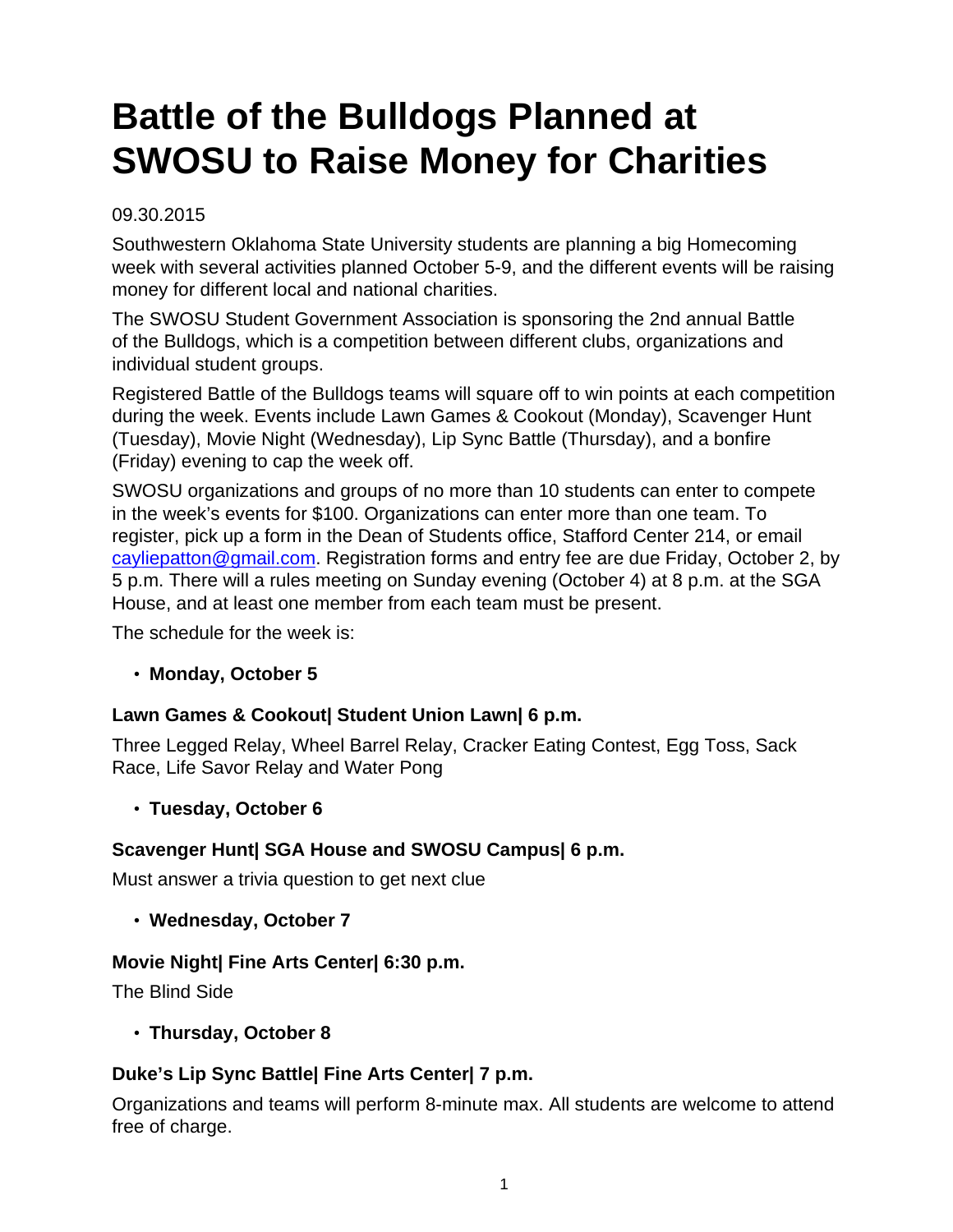# Battle of the Bulldogs Planned at SWOSU to Raise Money for Charities

09.30.2015

Southwestern Oklahoma State University students are planning a big Homecoming week with several activities planned October 5-9, and the different events will be raising money for different local and national charities.

The SWOSU Student Government Association is sponsoring the 2nd annual Battle of the Bulldogs, which is a competition between different clubs, organizations and individual student groups.

Registered Battle of the Bulldogs teams will square off to win points at each competition during the week. Events include Lawn Games & Cookout (Monday), Scavenger Hunt (Tuesday), Movie Night (Wednesday), Lip Sync Battle (Thursday), and a bonfire (Friday) evening to cap the week off.

SWOSU organizations and groups of no more than 10 students can enter to compete in the week's events for $100. Organizations can enter more than one team. To register, pick up a form in the Dean of Students office, Stafford Center 214, or email [cayliepatton@gmail.com](mailto:cayliepatton@gmail.com). Registration forms and entry fee are due Friday, October 2, by 5 p.m. There will a rules meeting on Sunday evening (October 4) at 8 p.m. at the SGA House, and at least one member from each team must be present.

The schedule for the week is:

- **Monday, October 5**

### Lawn Games & Cookout| Student Union Lawn| 6 p.m.

Three Legged Relay, Wheel Barrel Relay, Cracker Eating Contest, Egg Toss, Sack Race, Life Savor Relay and Water Pong

- **Tuesday, October 6**

### Scavenger Hunt| SGA House and SWOSU Campus| 6 p.m.

Must answer a trivia question to get next clue

- **Wednesday, October 7**

### Movie Night| Fine Arts Center| 6:30 p.m.

The Blind Side

- **Thursday, October 8**

### Duke's Lip Sync Battle| Fine Arts Center| 7 p.m.

Organizations and teams will perform 8-minute max. All students are welcome to attend free of charge.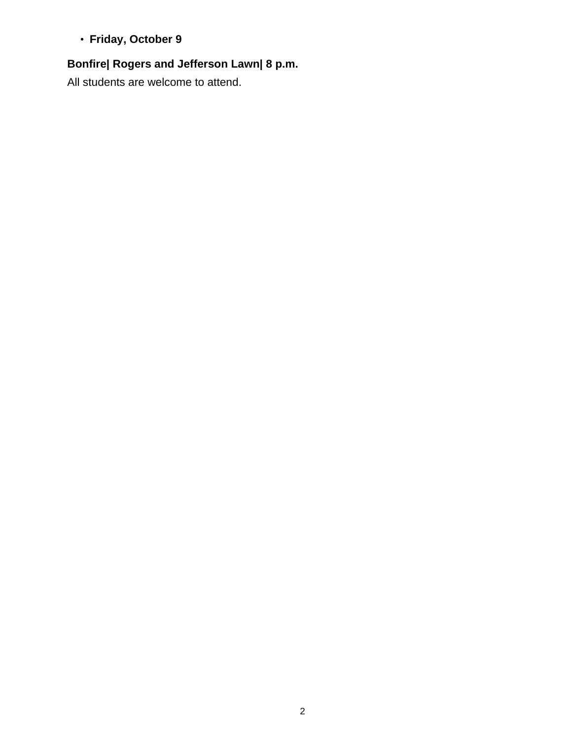- **Friday, October 9**

**Bonfire| Rogers and Jefferson Lawn| 8 p.m.**

All students are welcome to attend.